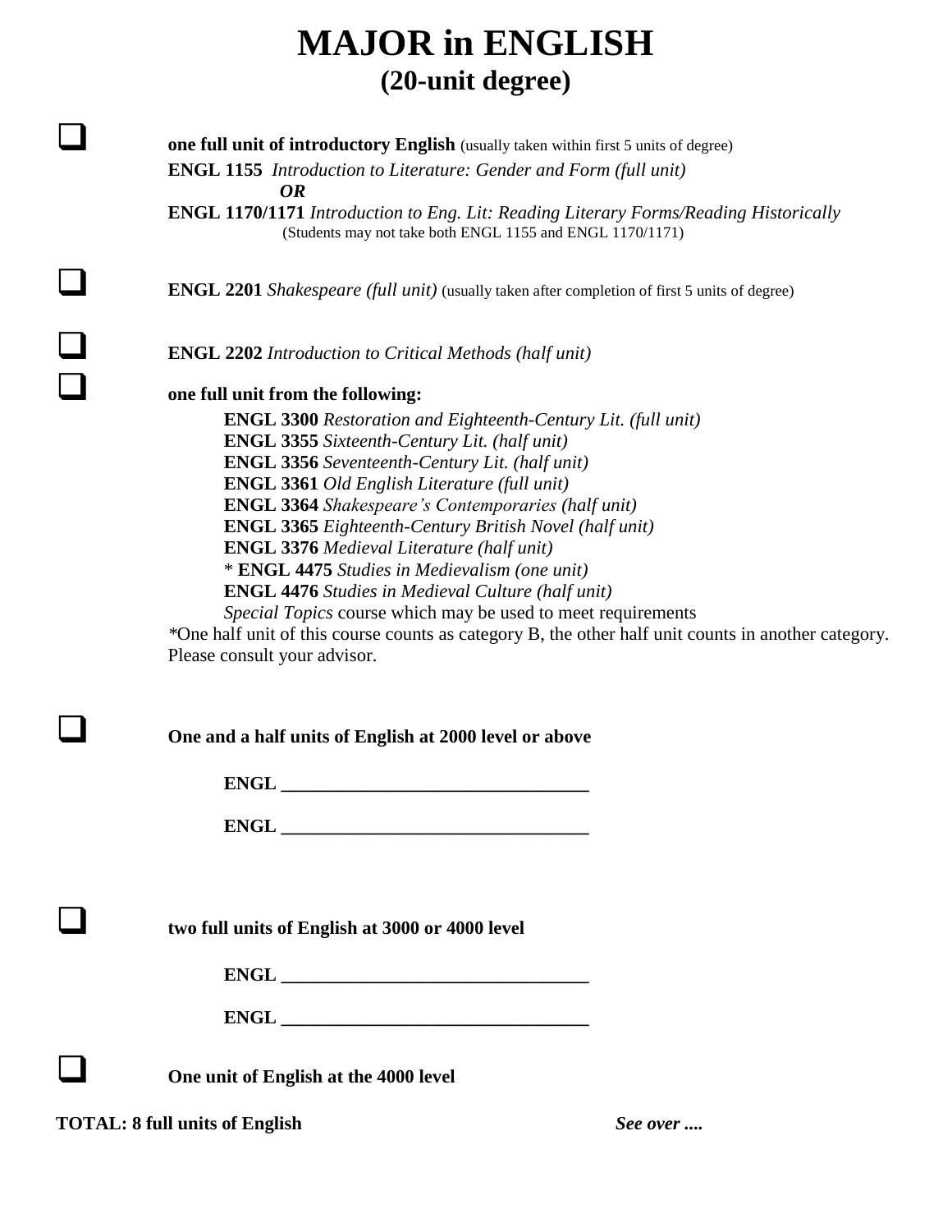# MAJOR in ENGLISH
## (20-unit degree)

- [ ] **one full unit of introductory English** (usually taken within first 5 units of degree)

  **ENGL 1155** *Introduction to Literature: Gender and Form (full unit)*

  ***OR***

  **ENGL 1170/1171** *Introduction to Eng. Lit: Reading Literary Forms/Reading Historically*

  (Students may not take both ENGL 1155 and ENGL 1170/1171)

- [ ] **ENGL 2201** *Shakespeare (full unit)* (usually taken after completion of first 5 units of degree)

- [ ] **ENGL 2202** *Introduction to Critical Methods (half unit)*

- [ ] **one full unit from the following:**

  **ENGL 3300** *Restoration and Eighteenth-Century Lit. (full unit)*
  **ENGL 3355** *Sixteenth-Century Lit. (half unit)*
  **ENGL 3356** *Seventeenth-Century Lit. (half unit)*
  **ENGL 3361** *Old English Literature (full unit)*
  **ENGL 3364** *Shakespeare's Contemporaries (half unit)*
  **ENGL 3365** *Eighteenth-Century British Novel (half unit)*
  **ENGL 3376** *Medieval Literature (half unit)*
  * **ENGL 4475** *Studies in Medievalism (one unit)*
  **ENGL 4476** *Studies in Medieval Culture (half unit)*
  *Special Topics* course which may be used to meet requirements

  *One half unit of this course counts as category B, the other half unit counts in another category. Please consult your advisor.

- [ ] **One and a half units of English at 2000 level or above**

  **ENGL** ________________________________

  **ENGL** ________________________________

- [ ] **two full units of English at 3000 or 4000 level**

  **ENGL** ________________________________

  **ENGL** ________________________________

- [ ] **One unit of English at the 4000 level**

**TOTAL: 8 full units of English** ***See over ....***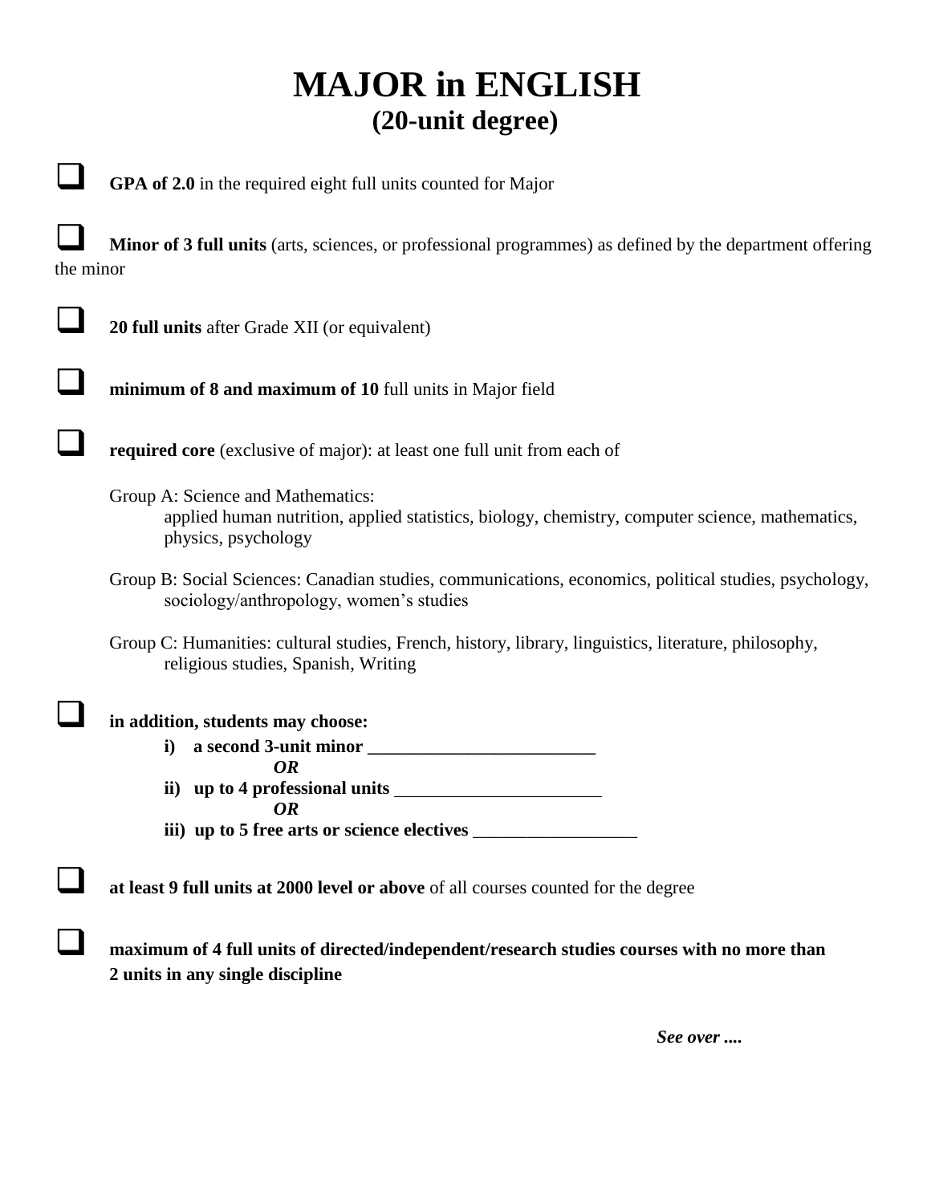# MAJOR in ENGLISH
## (20-unit degree)

- [ ] **GPA of 2.0** in the required eight full units counted for Major

- [ ] **Minor of 3 full units** (arts, sciences, or professional programmes) as defined by the department offering the minor

- [ ] **20 full units** after Grade XII (or equivalent)

- [ ] **minimum of 8 and maximum of 10** full units in Major field

- [ ] **required core** (exclusive of major): at least one full unit from each of

    Group A: Science and Mathematics:
    applied human nutrition, applied statistics, biology, chemistry, computer science, mathematics, physics, psychology

    Group B: Social Sciences: Canadian studies, communications, economics, political studies, psychology, sociology/anthropology, women's studies

    Group C: Humanities: cultural studies, French, history, library, linguistics, literature, philosophy, religious studies, Spanish, Writing

- [ ] **in addition, students may choose:**
    - **i) a second 3-unit minor ________________________**

        ***OR***
    - **ii) up to 4 professional units ________________________**

        ***OR***
    - **iii) up to 5 free arts or science electives __________________**

- [ ] **at least 9 full units at 2000 level or above** of all courses counted for the degree

- [ ] **maximum of 4 full units of directed/independent/research studies courses with no more than 2 units in any single discipline**

***See over ....***